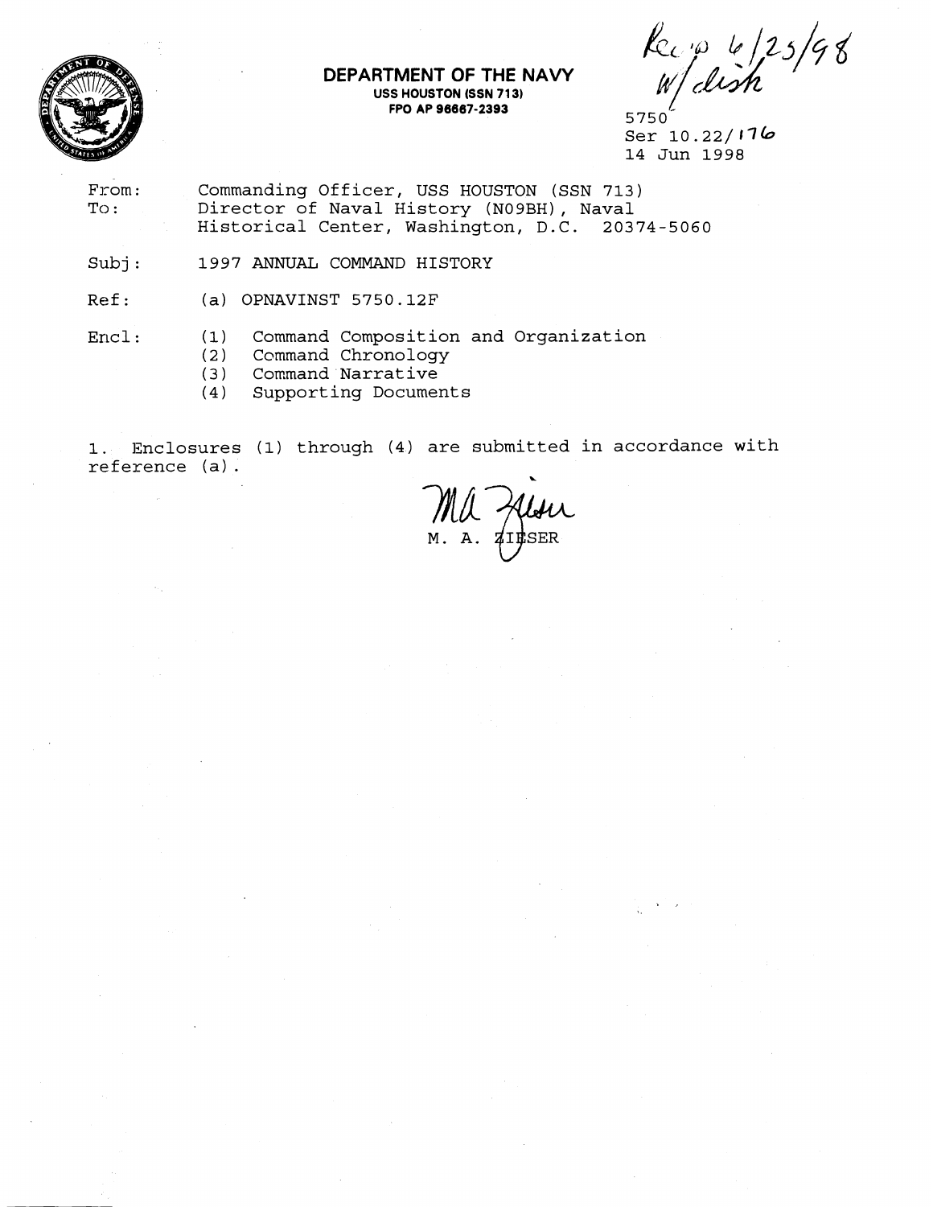**DEPARTMENT OF THE NAVY**
**USS HOUSTON (SSN 713)**
**FPO AP 96667-2393**

Rec'd 6/25/98
W/ dish

5750
Ser 10.22/176
14 Jun 1998

From: Commanding Officer, USS HOUSTON (SSN 713)
To: Director of Naval History (N09BH), Naval Historical Center, Washington, D.C. 20374-5060

Subj: 1997 ANNUAL COMMAND HISTORY

Ref: (a) OPNAVINST 5750.12F

Encl: (1) Command Composition and Organization
(2) Command Chronology
(3) Command Narrative
(4) Supporting Documents

1. Enclosures (1) through (4) are submitted in accordance with reference (a).

M. A. ZIESER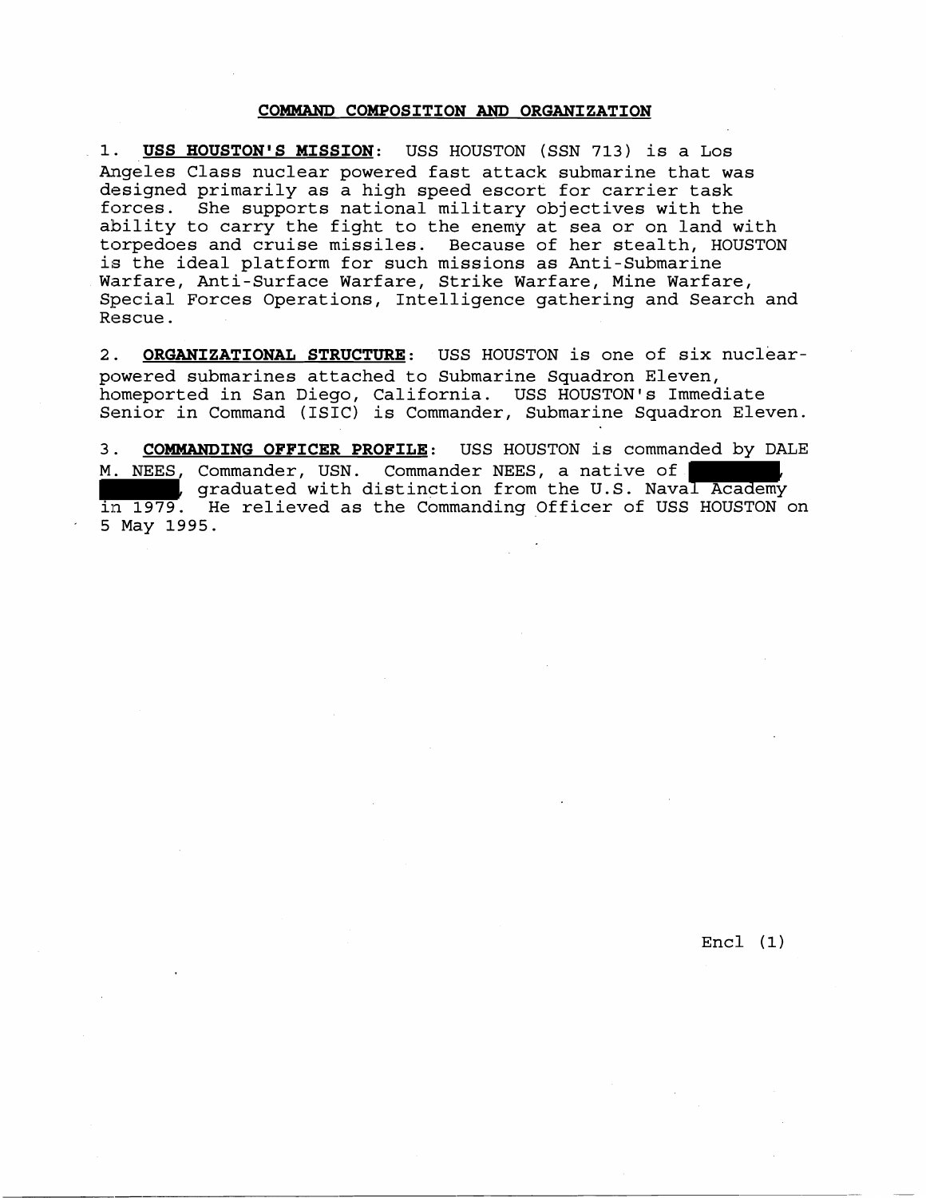# COMMAND COMPOSITION AND ORGANIZATION

1. **USS HOUSTON'S MISSION**: USS HOUSTON (SSN 713) is a Los Angeles Class nuclear powered fast attack submarine that was designed primarily as a high speed escort for carrier task forces. She supports national military objectives with the ability to carry the fight to the enemy at sea or on land with torpedoes and cruise missiles. Because of her stealth, HOUSTON is the ideal platform for such missions as Anti-Submarine Warfare, Anti-Surface Warfare, Strike Warfare, Mine Warfare, Special Forces Operations, Intelligence gathering and Search and Rescue.

2. **ORGANIZATIONAL STRUCTURE**: USS HOUSTON is one of six nuclear-powered submarines attached to Submarine Squadron Eleven, homeported in San Diego, California. USS HOUSTON's Immediate Senior in Command (ISIC) is Commander, Submarine Squadron Eleven.

3. **COMMANDING OFFICER PROFILE**: USS HOUSTON is commanded by DALE M. NEES, Commander, USN. Commander NEES, a native of [REDACTED], [REDACTED], graduated with distinction from the U.S. Naval Academy in 1979. He relieved as the Commanding Officer of USS HOUSTON on 5 May 1995.

Encl (1)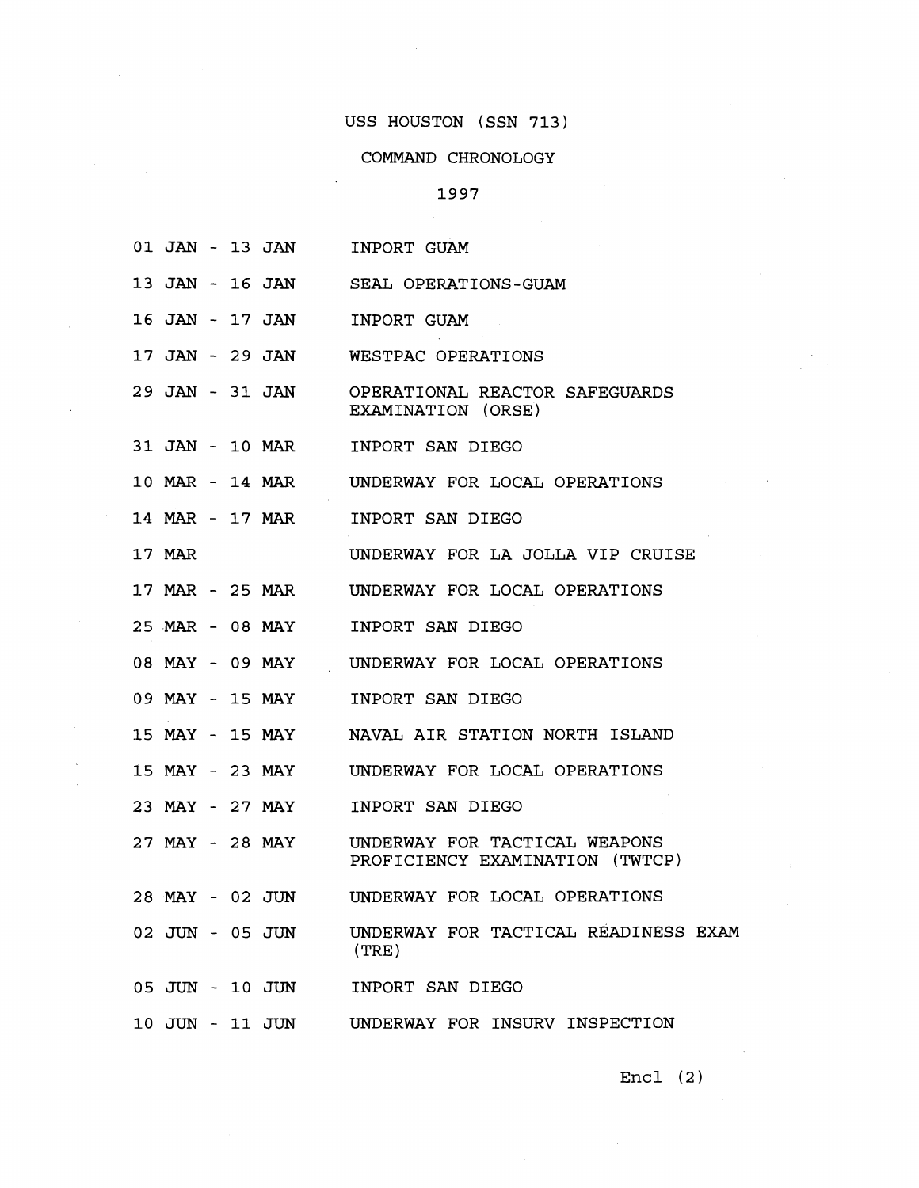# USS HOUSTON (SSN 713)

## COMMAND CHRONOLOGY

## 1997

| | |
|---|---|
| 01 JAN - 13 JAN | INPORT GUAM |
| 13 JAN - 16 JAN | SEAL OPERATIONS-GUAM |
| 16 JAN - 17 JAN | INPORT GUAM |
| 17 JAN - 29 JAN | WESTPAC OPERATIONS |
| 29 JAN - 31 JAN | OPERATIONAL REACTOR SAFEGUARDS EXAMINATION (ORSE) |
| 31 JAN - 10 MAR | INPORT SAN DIEGO |
| 10 MAR - 14 MAR | UNDERWAY FOR LOCAL OPERATIONS |
| 14 MAR - 17 MAR | INPORT SAN DIEGO |
| 17 MAR | UNDERWAY FOR LA JOLLA VIP CRUISE |
| 17 MAR - 25 MAR | UNDERWAY FOR LOCAL OPERATIONS |
| 25 MAR - 08 MAY | INPORT SAN DIEGO |
| 08 MAY - 09 MAY | UNDERWAY FOR LOCAL OPERATIONS |
| 09 MAY - 15 MAY | INPORT SAN DIEGO |
| 15 MAY - 15 MAY | NAVAL AIR STATION NORTH ISLAND |
| 15 MAY - 23 MAY | UNDERWAY FOR LOCAL OPERATIONS |
| 23 MAY - 27 MAY | INPORT SAN DIEGO |
| 27 MAY - 28 MAY | UNDERWAY FOR TACTICAL WEAPONS PROFICIENCY EXAMINATION (TWTCP) |
| 28 MAY - 02 JUN | UNDERWAY FOR LOCAL OPERATIONS |
| 02 JUN - 05 JUN | UNDERWAY FOR TACTICAL READINESS EXAM (TRE) |
| 05 JUN - 10 JUN | INPORT SAN DIEGO |
| 10 JUN - 11 JUN | UNDERWAY FOR INSURV INSPECTION |

Encl (2)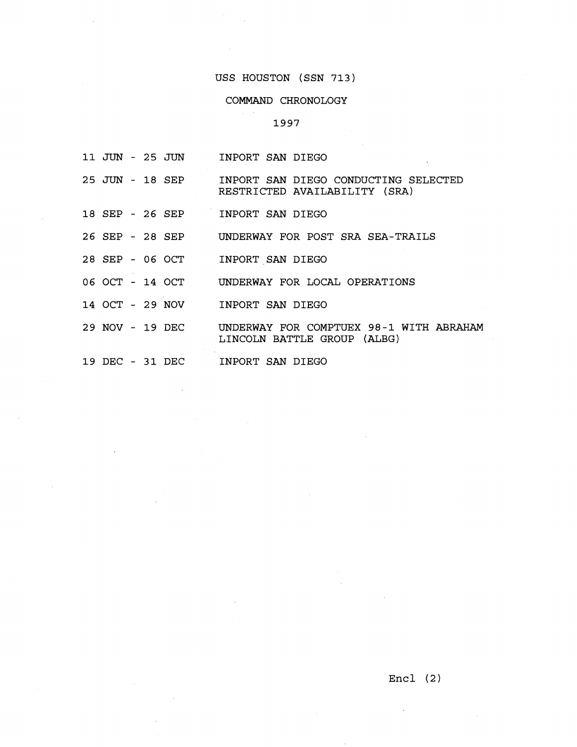# USS HOUSTON (SSN 713)

## COMMAND CHRONOLOGY

## 1997

| | |
|---|---|
| 11 JUN - 25 JUN | INPORT SAN DIEGO |
| 25 JUN - 18 SEP | INPORT SAN DIEGO CONDUCTING SELECTED RESTRICTED AVAILABILITY (SRA) |
| 18 SEP - 26 SEP | INPORT SAN DIEGO |
| 26 SEP - 28 SEP | UNDERWAY FOR POST SRA SEA-TRAILS |
| 28 SEP - 06 OCT | INPORT SAN DIEGO |
| 06 OCT - 14 OCT | UNDERWAY FOR LOCAL OPERATIONS |
| 14 OCT - 29 NOV | INPORT SAN DIEGO |
| 29 NOV - 19 DEC | UNDERWAY FOR COMPTUEX 98-1 WITH ABRAHAM LINCOLN BATTLE GROUP (ALBG) |
| 19 DEC - 31 DEC | INPORT SAN DIEGO |

Encl (2)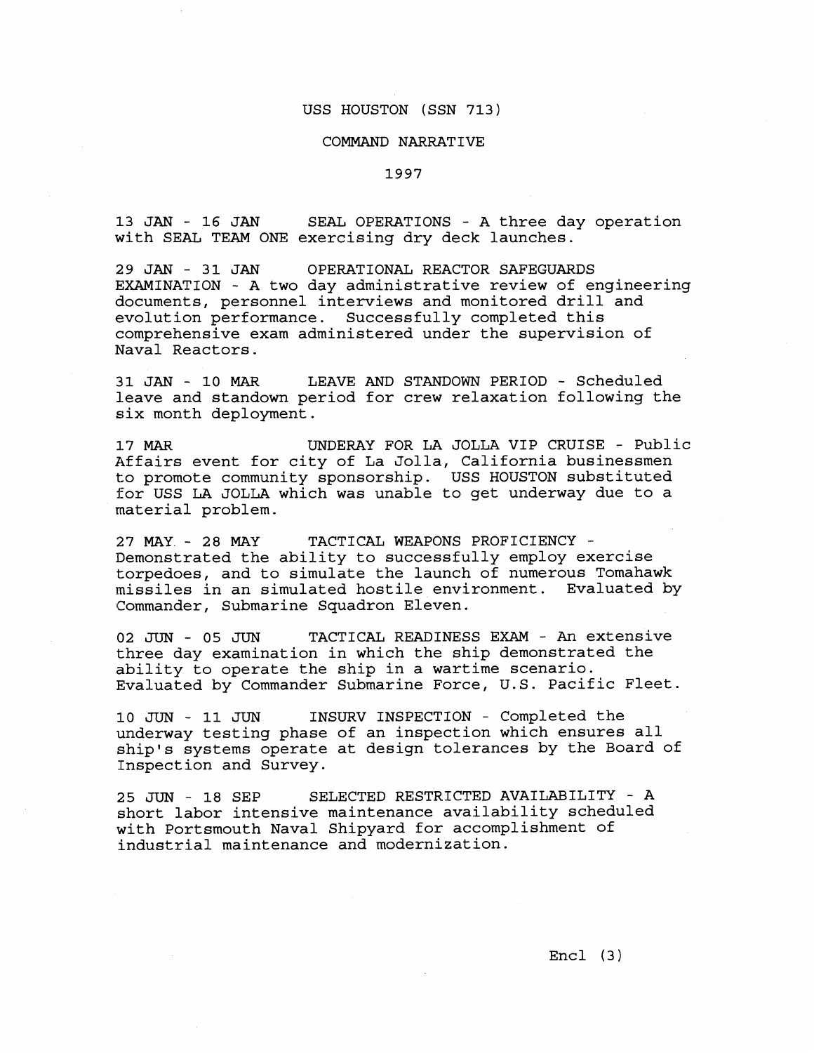USS HOUSTON (SSN 713)

COMMAND NARRATIVE

1997

13 JAN - 16 JAN SEAL OPERATIONS - A three day operation with SEAL TEAM ONE exercising dry deck launches.

29 JAN - 31 JAN OPERATIONAL REACTOR SAFEGUARDS EXAMINATION - A two day administrative review of engineering documents, personnel interviews and monitored drill and evolution performance. Successfully completed this comprehensive exam administered under the supervision of Naval Reactors.

31 JAN - 10 MAR LEAVE AND STANDOWN PERIOD - Scheduled leave and standown period for crew relaxation following the six month deployment.

17 MAR UNDERAY FOR LA JOLLA VIP CRUISE - Public Affairs event for city of La Jolla, California businessmen to promote community sponsorship. USS HOUSTON substituted for USS LA JOLLA which was unable to get underway due to a material problem.

27 MAY - 28 MAY TACTICAL WEAPONS PROFICIENCY - Demonstrated the ability to successfully employ exercise torpedoes, and to simulate the launch of numerous Tomahawk missiles in an simulated hostile environment. Evaluated by Commander, Submarine Squadron Eleven.

02 JUN - 05 JUN TACTICAL READINESS EXAM - An extensive three day examination in which the ship demonstrated the ability to operate the ship in a wartime scenario. Evaluated by Commander Submarine Force, U.S. Pacific Fleet.

10 JUN - 11 JUN INSURV INSPECTION - Completed the underway testing phase of an inspection which ensures all ship's systems operate at design tolerances by the Board of Inspection and Survey.

25 JUN - 18 SEP SELECTED RESTRICTED AVAILABILITY - A short labor intensive maintenance availability scheduled with Portsmouth Naval Shipyard for accomplishment of industrial maintenance and modernization.

Encl (3)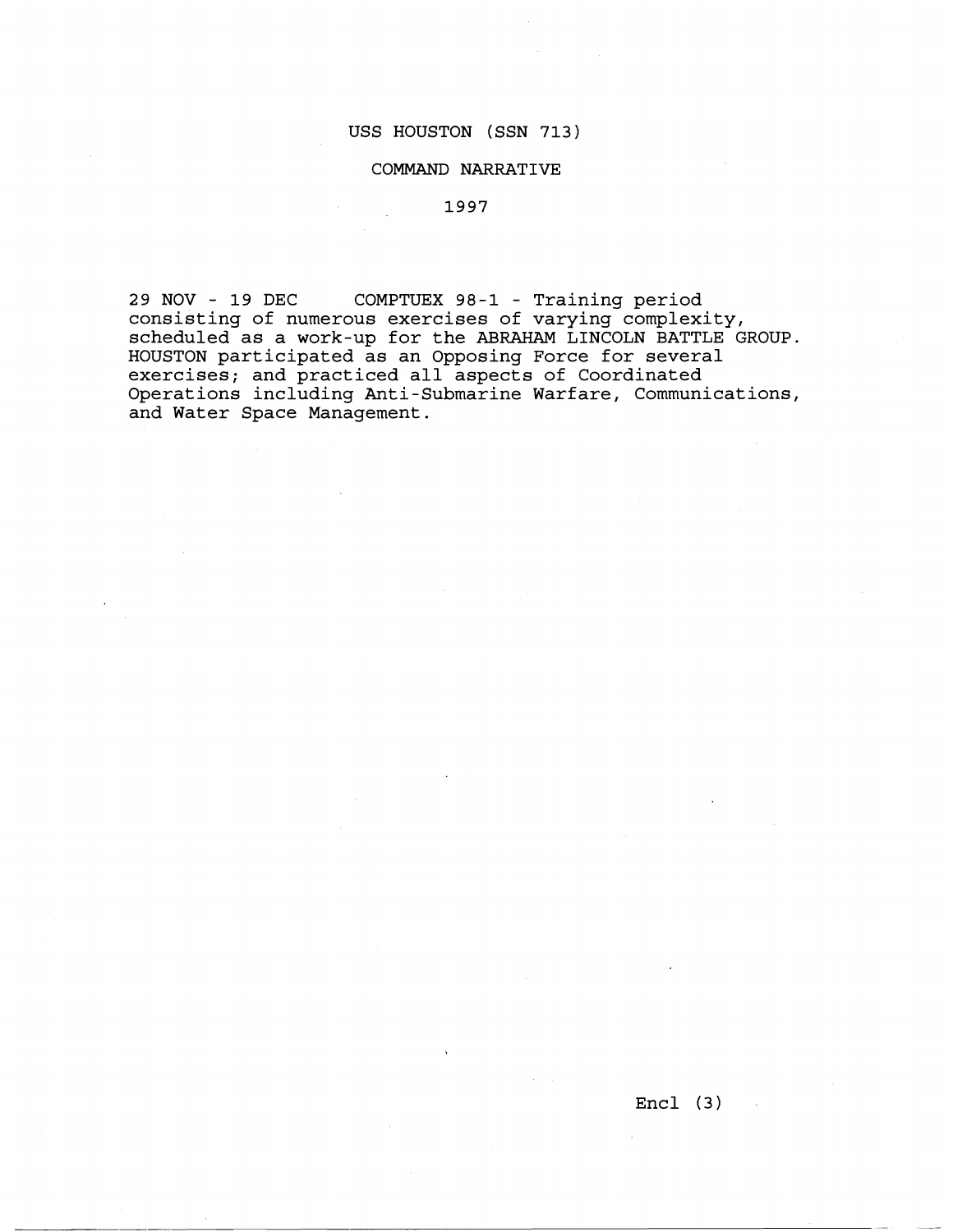USS HOUSTON (SSN 713)

COMMAND NARRATIVE

1997

29 NOV - 19 DEC COMPTUEX 98-1 - Training period consisting of numerous exercises of varying complexity, scheduled as a work-up for the ABRAHAM LINCOLN BATTLE GROUP. HOUSTON participated as an Opposing Force for several exercises; and practiced all aspects of Coordinated Operations including Anti-Submarine Warfare, Communications, and Water Space Management.

Encl (3)